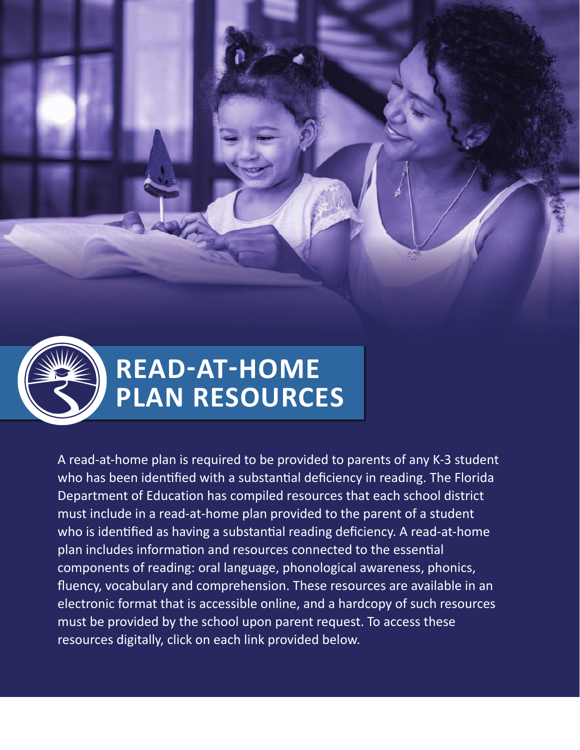# READ-AT-HOME PLAN RESOURCES

A read-at-home plan is required to be provided to parents of any K-3 student who has been identified with a substantial deficiency in reading. The Florida Department of Education has compiled resources that each school district must include in a read-at-home plan provided to the parent of a student who is identified as having a substantial reading deficiency. A read-at-home plan includes information and resources connected to the essential components of reading: oral language, phonological awareness, phonics, fluency, vocabulary and comprehension. These resources are available in an electronic format that is accessible online, and a hardcopy of such resources must be provided by the school upon parent request. To access these resources digitally, click on each link provided below.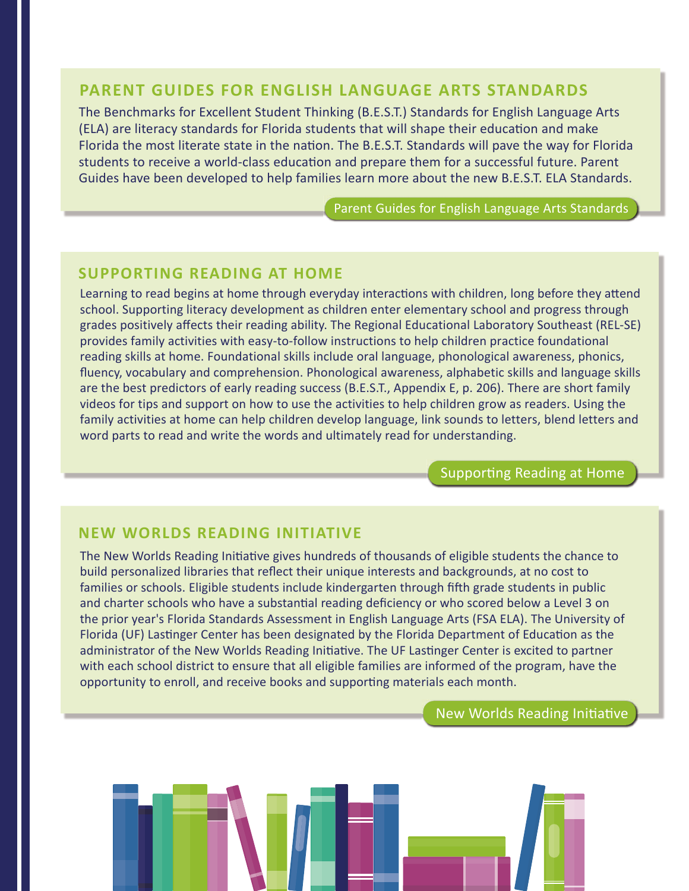## PARENT GUIDES FOR ENGLISH LANGUAGE ARTS STANDARDS

The Benchmarks for Excellent Student Thinking (B.E.S.T.) Standards for English Language Arts (ELA) are literacy standards for Florida students that will shape their education and make Florida the most literate state in the nation. The B.E.S.T. Standards will pave the way for Florida students to receive a world-class education and prepare them for a successful future. Parent Guides have been developed to help families learn more about the new B.E.S.T. ELA Standards.

Parent Guides for English Language Arts Standards

## SUPPORTING READING AT HOME

Learning to read begins at home through everyday interactions with children, long before they attend school. Supporting literacy development as children enter elementary school and progress through grades positively affects their reading ability. The Regional Educational Laboratory Southeast (REL-SE) provides family activities with easy-to-follow instructions to help children practice foundational reading skills at home. Foundational skills include oral language, phonological awareness, phonics, fluency, vocabulary and comprehension. Phonological awareness, alphabetic skills and language skills are the best predictors of early reading success (B.E.S.T., Appendix E, p. 206). There are short family videos for tips and support on how to use the activities to help children grow as readers. Using the family activities at home can help children develop language, link sounds to letters, blend letters and word parts to read and write the words and ultimately read for understanding.

Supporting Reading at Home

## NEW WORLDS READING INITIATIVE

The New Worlds Reading Initiative gives hundreds of thousands of eligible students the chance to build personalized libraries that reflect their unique interests and backgrounds, at no cost to families or schools. Eligible students include kindergarten through fifth grade students in public and charter schools who have a substantial reading deficiency or who scored below a Level 3 on the prior year's Florida Standards Assessment in English Language Arts (FSA ELA). The University of Florida (UF) Lastinger Center has been designated by the Florida Department of Education as the administrator of the New Worlds Reading Initiative. The UF Lastinger Center is excited to partner with each school district to ensure that all eligible families are informed of the program, have the opportunity to enroll, and receive books and supporting materials each month.

New Worlds Reading Initiative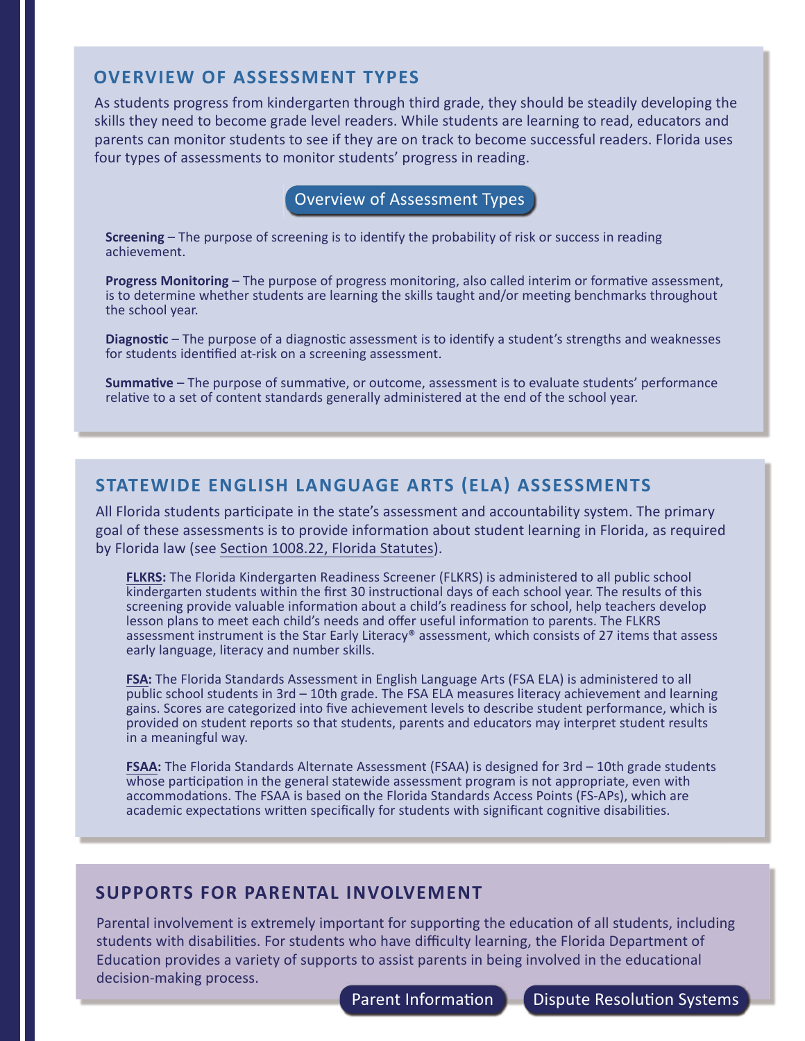## OVERVIEW OF ASSESSMENT TYPES

As students progress from kindergarten through third grade, they should be steadily developing the skills they need to become grade level readers. While students are learning to read, educators and parents can monitor students to see if they are on track to become successful readers. Florida uses four types of assessments to monitor students' progress in reading.

Overview of Assessment Types

**Screening** – The purpose of screening is to identify the probability of risk or success in reading achievement.

**Progress Monitoring** – The purpose of progress monitoring, also called interim or formative assessment, is to determine whether students are learning the skills taught and/or meeting benchmarks throughout the school year.

**Diagnostic** – The purpose of a diagnostic assessment is to identify a student's strengths and weaknesses for students identified at-risk on a screening assessment.

**Summative** – The purpose of summative, or outcome, assessment is to evaluate students' performance relative to a set of content standards generally administered at the end of the school year.

## STATEWIDE ENGLISH LANGUAGE ARTS (ELA) ASSESSMENTS

All Florida students participate in the state's assessment and accountability system. The primary goal of these assessments is to provide information about student learning in Florida, as required by Florida law (see Section 1008.22, Florida Statutes).

**FLKRS:** The Florida Kindergarten Readiness Screener (FLKRS) is administered to all public school kindergarten students within the first 30 instructional days of each school year. The results of this screening provide valuable information about a child's readiness for school, help teachers develop lesson plans to meet each child's needs and offer useful information to parents. The FLKRS assessment instrument is the Star Early Literacy® assessment, which consists of 27 items that assess early language, literacy and number skills.

**FSA:** The Florida Standards Assessment in English Language Arts (FSA ELA) is administered to all public school students in 3rd – 10th grade. The FSA ELA measures literacy achievement and learning gains. Scores are categorized into five achievement levels to describe student performance, which is provided on student reports so that students, parents and educators may interpret student results in a meaningful way.

**FSAA:** The Florida Standards Alternate Assessment (FSAA) is designed for 3rd – 10th grade students whose participation in the general statewide assessment program is not appropriate, even with accommodations. The FSAA is based on the Florida Standards Access Points (FS-APs), which are academic expectations written specifically for students with significant cognitive disabilities.

## SUPPORTS FOR PARENTAL INVOLVEMENT

Parental involvement is extremely important for supporting the education of all students, including students with disabilities. For students who have difficulty learning, the Florida Department of Education provides a variety of supports to assist parents in being involved in the educational decision-making process.

Parent Information

Dispute Resolution Systems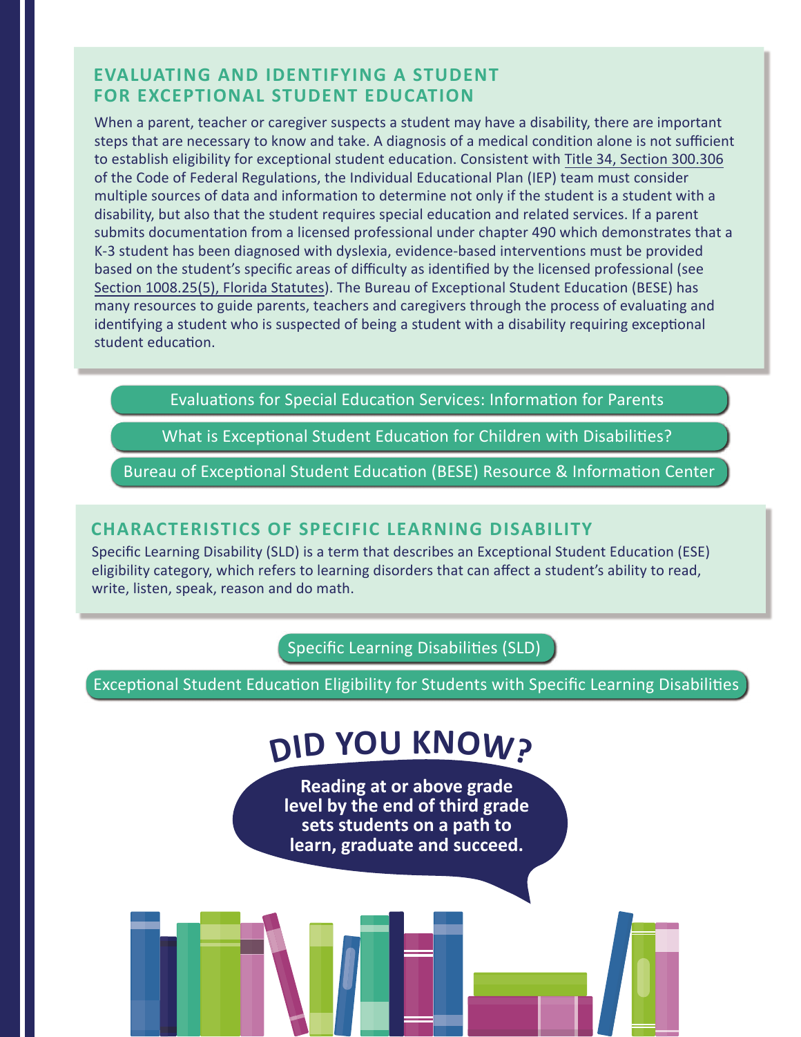## EVALUATING AND IDENTIFYING A STUDENT FOR EXCEPTIONAL STUDENT EDUCATION

When a parent, teacher or caregiver suspects a student may have a disability, there are important steps that are necessary to know and take. A diagnosis of a medical condition alone is not sufficient to establish eligibility for exceptional student education. Consistent with Title 34, Section 300.306 of the Code of Federal Regulations, the Individual Educational Plan (IEP) team must consider multiple sources of data and information to determine not only if the student is a student with a disability, but also that the student requires special education and related services. If a parent submits documentation from a licensed professional under chapter 490 which demonstrates that a K-3 student has been diagnosed with dyslexia, evidence-based interventions must be provided based on the student's specific areas of difficulty as identified by the licensed professional (see Section 1008.25(5), Florida Statutes). The Bureau of Exceptional Student Education (BESE) has many resources to guide parents, teachers and caregivers through the process of evaluating and identifying a student who is suspected of being a student with a disability requiring exceptional student education.

- Evaluations for Special Education Services: Information for Parents
- What is Exceptional Student Education for Children with Disabilities?
- Bureau of Exceptional Student Education (BESE) Resource & Information Center

## CHARACTERISTICS OF SPECIFIC LEARNING DISABILITY

Specific Learning Disability (SLD) is a term that describes an Exceptional Student Education (ESE) eligibility category, which refers to learning disorders that can affect a student's ability to read, write, listen, speak, reason and do math.

- Specific Learning Disabilities (SLD)
- Exceptional Student Education Eligibility for Students with Specific Learning Disabilities

## DID YOU KNOW?

**Reading at or above grade level by the end of third grade sets students on a path to learn, graduate and succeed.**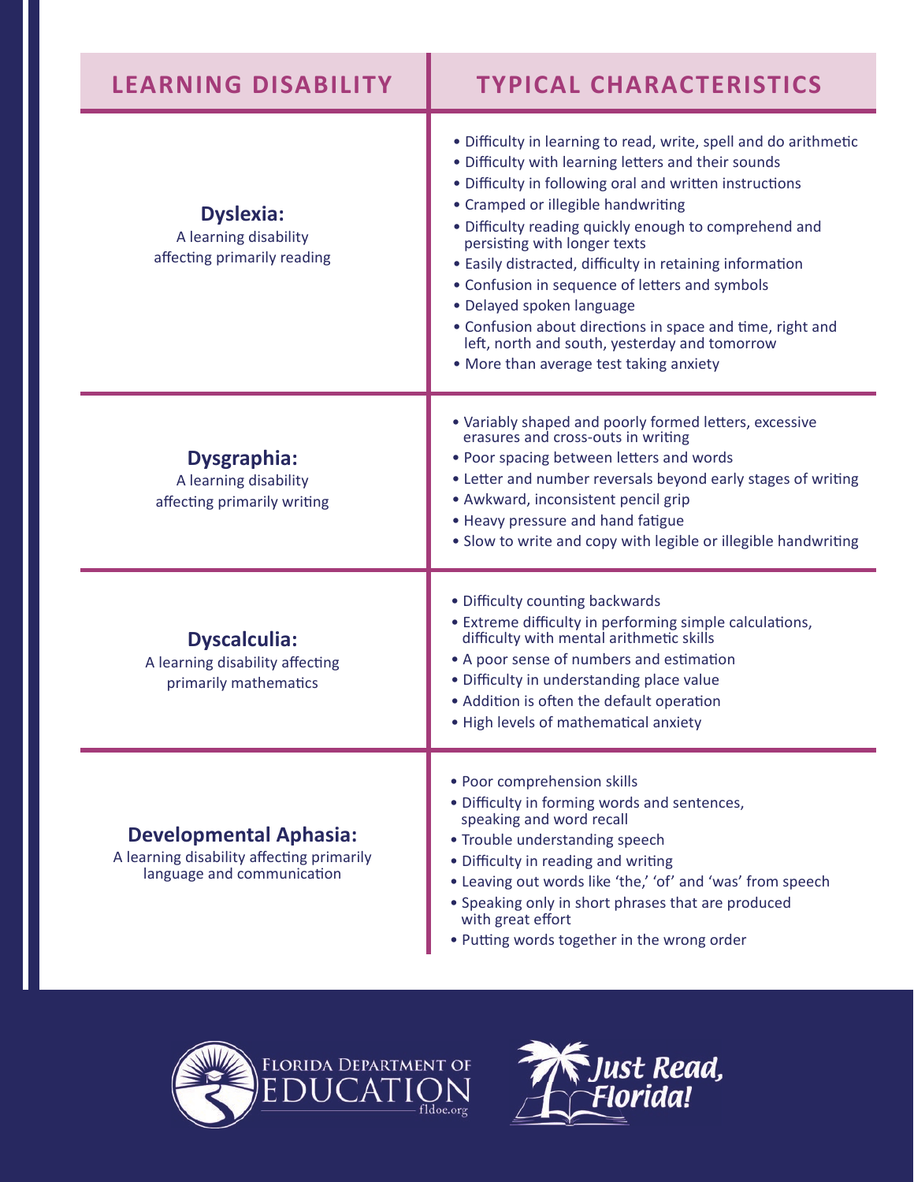| LEARNING DISABILITY | TYPICAL CHARACTERISTICS |
|---|---|
| **Dyslexia:** A learning disability affecting primarily reading | • Difficulty in learning to read, write, spell and do arithmetic<br>• Difficulty with learning letters and their sounds<br>• Difficulty in following oral and written instructions<br>• Cramped or illegible handwriting<br>• Difficulty reading quickly enough to comprehend and persisting with longer texts<br>• Easily distracted, difficulty in retaining information<br>• Confusion in sequence of letters and symbols<br>• Delayed spoken language<br>• Confusion about directions in space and time, right and left, north and south, yesterday and tomorrow<br>• More than average test taking anxiety |
| **Dysgraphia:** A learning disability affecting primarily writing | • Variably shaped and poorly formed letters, excessive erasures and cross-outs in writing<br>• Poor spacing between letters and words<br>• Letter and number reversals beyond early stages of writing<br>• Awkward, inconsistent pencil grip<br>• Heavy pressure and hand fatigue<br>• Slow to write and copy with legible or illegible handwriting |
| **Dyscalculia:** A learning disability affecting primarily mathematics | • Difficulty counting backwards<br>• Extreme difficulty in performing simple calculations, difficulty with mental arithmetic skills<br>• A poor sense of numbers and estimation<br>• Difficulty in understanding place value<br>• Addition is often the default operation<br>• High levels of mathematical anxiety |
| **Developmental Aphasia:** A learning disability affecting primarily language and communication | • Poor comprehension skills<br>• Difficulty in forming words and sentences, speaking and word recall<br>• Trouble understanding speech<br>• Difficulty in reading and writing<br>• Leaving out words like 'the,' 'of' and 'was' from speech<br>• Speaking only in short phrases that are produced with great effort<br>• Putting words together in the wrong order |

Florida Department of Education
fldoe.org

Just Read, Florida!